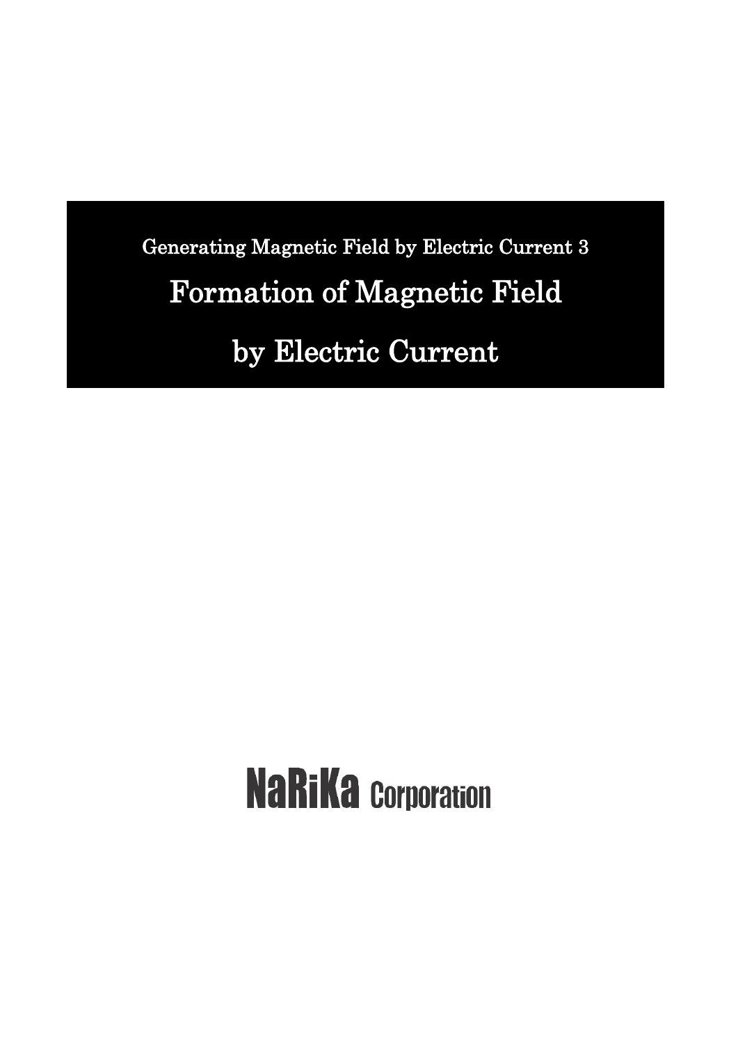Generating Magnetic Field by Electric Current 3

# Formation of Magnetic Field by Electric Current

NaRiKa Corporation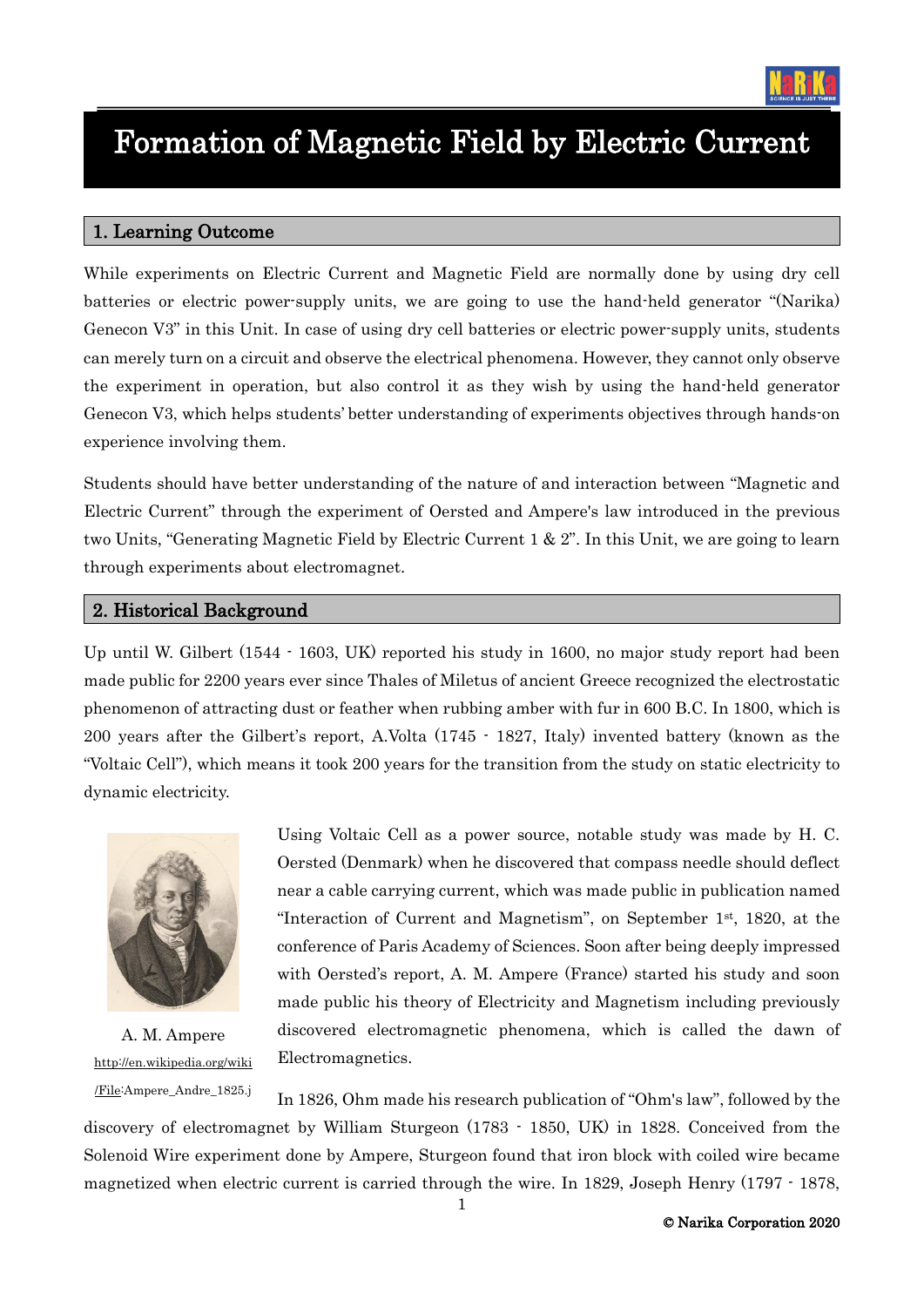# Formation of Magnetic Field by Electric Current

## 1. Learning Outcome

While experiments on Electric Current and Magnetic Field are normally done by using dry cell batteries or electric power-supply units, we are going to use the hand-held generator "(Narika) Genecon V3" in this Unit. In case of using dry cell batteries or electric power-supply units, students can merely turn on a circuit and observe the electrical phenomena. However, they cannot only observe the experiment in operation, but also control it as they wish by using the hand-held generator Genecon V3, which helps students' better understanding of experiments objectives through hands-on experience involving them.

Students should have better understanding of the nature of and interaction between "Magnetic and Electric Current" through the experiment of Oersted and Ampere's law introduced in the previous two Units, "Generating Magnetic Field by Electric Current 1 & 2". In this Unit, we are going to learn through experiments about electromagnet.

## 2. Historical Background

Up until W. Gilbert (1544 - 1603, UK) reported his study in 1600, no major study report had been made public for 2200 years ever since Thales of Miletus of ancient Greece recognized the electrostatic phenomenon of attracting dust or feather when rubbing amber with fur in 600 B.C. In 1800, which is 200 years after the Gilbert's report, A.Volta (1745 - 1827, Italy) invented battery (known as the "Voltaic Cell"), which means it took 200 years for the transition from the study on static electricity to dynamic electricity.

A. M. Ampere
http://en.wikipedia.org/wiki/File:Ampere_Andre_1825.j

Using Voltaic Cell as a power source, notable study was made by H. C. Oersted (Denmark) when he discovered that compass needle should deflect near a cable carrying current, which was made public in publication named "Interaction of Current and Magnetism", on September 1st, 1820, at the conference of Paris Academy of Sciences. Soon after being deeply impressed with Oersted's report, A. M. Ampere (France) started his study and soon made public his theory of Electricity and Magnetism including previously discovered electromagnetic phenomena, which is called the dawn of Electromagnetics.

In 1826, Ohm made his research publication of "Ohm's law", followed by the discovery of electromagnet by William Sturgeon (1783 - 1850, UK) in 1828. Conceived from the Solenoid Wire experiment done by Ampere, Sturgeon found that iron block with coiled wire became magnetized when electric current is carried through the wire. In 1829, Joseph Henry (1797 - 1878,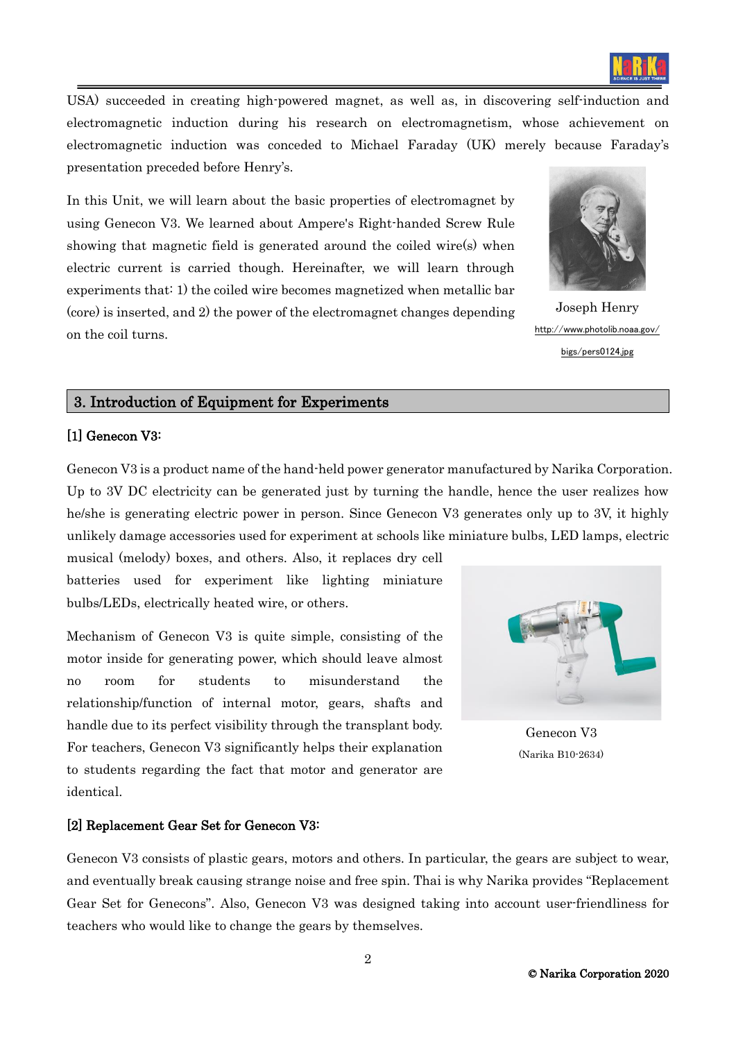USA) succeeded in creating high-powered magnet, as well as, in discovering self-induction and electromagnetic induction during his research on electromagnetism, whose achievement on electromagnetic induction was conceded to Michael Faraday (UK) merely because Faraday's presentation preceded before Henry's.

In this Unit, we will learn about the basic properties of electromagnet by using Genecon V3. We learned about Ampere's Right-handed Screw Rule showing that magnetic field is generated around the coiled wire(s) when electric current is carried though. Hereinafter, we will learn through experiments that: 1) the coiled wire becomes magnetized when metallic bar (core) is inserted, and 2) the power of the electromagnet changes depending on the coil turns.

Joseph Henry
http://www.photolib.noaa.gov/bigs/pers0124.jpg

## 3. Introduction of Equipment for Experiments

### [1] Genecon V3:

Genecon V3 is a product name of the hand-held power generator manufactured by Narika Corporation. Up to 3V DC electricity can be generated just by turning the handle, hence the user realizes how he/she is generating electric power in person. Since Genecon V3 generates only up to 3V, it highly unlikely damage accessories used for experiment at schools like miniature bulbs, LED lamps, electric musical (melody) boxes, and others. Also, it replaces dry cell batteries used for experiment like lighting miniature bulbs/LEDs, electrically heated wire, or others.

Mechanism of Genecon V3 is quite simple, consisting of the motor inside for generating power, which should leave almost no room for students to misunderstand the relationship/function of internal motor, gears, shafts and handle due to its perfect visibility through the transplant body. For teachers, Genecon V3 significantly helps their explanation to students regarding the fact that motor and generator are identical.

Genecon V3
(Narika B10-2634)

### [2] Replacement Gear Set for Genecon V3:

Genecon V3 consists of plastic gears, motors and others. In particular, the gears are subject to wear, and eventually break causing strange noise and free spin. Thai is why Narika provides "Replacement Gear Set for Genecons". Also, Genecon V3 was designed taking into account user-friendliness for teachers who would like to change the gears by themselves.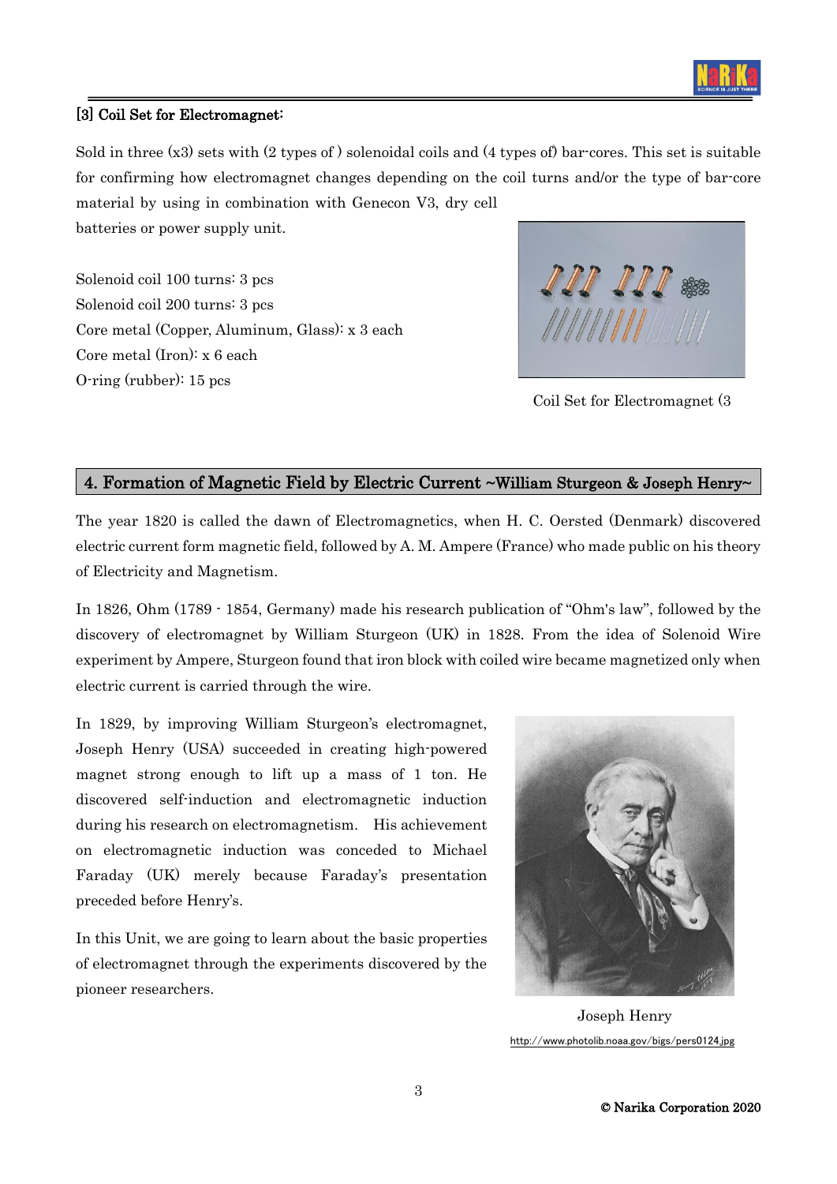### [3] Coil Set for Electromagnet:

Sold in three (x3) sets with (2 types of ) solenoidal coils and (4 types of) bar-cores. This set is suitable for confirming how electromagnet changes depending on the coil turns and/or the type of bar-core material by using in combination with Genecon V3, dry cell batteries or power supply unit.

Solenoid coil 100 turns: 3 pcs
Solenoid coil 200 turns: 3 pcs
Core metal (Copper, Aluminum, Glass): x 3 each
Core metal (Iron): x 6 each
O-ring (rubber): 15 pcs

Coil Set for Electromagnet (3

## 4. Formation of Magnetic Field by Electric Current ~William Sturgeon & Joseph Henry~

The year 1820 is called the dawn of Electromagnetics, when H. C. Oersted (Denmark) discovered electric current form magnetic field, followed by A. M. Ampere (France) who made public on his theory of Electricity and Magnetism.

In 1826, Ohm (1789 - 1854, Germany) made his research publication of "Ohm's law", followed by the discovery of electromagnet by William Sturgeon (UK) in 1828. From the idea of Solenoid Wire experiment by Ampere, Sturgeon found that iron block with coiled wire became magnetized only when electric current is carried through the wire.

In 1829, by improving William Sturgeon's electromagnet, Joseph Henry (USA) succeeded in creating high-powered magnet strong enough to lift up a mass of 1 ton. He discovered self-induction and electromagnetic induction during his research on electromagnetism. His achievement on electromagnetic induction was conceded to Michael Faraday (UK) merely because Faraday's presentation preceded before Henry's.

In this Unit, we are going to learn about the basic properties of electromagnet through the experiments discovered by the pioneer researchers.

Joseph Henry

http://www.photolib.noaa.gov/bigs/pers0124.jpg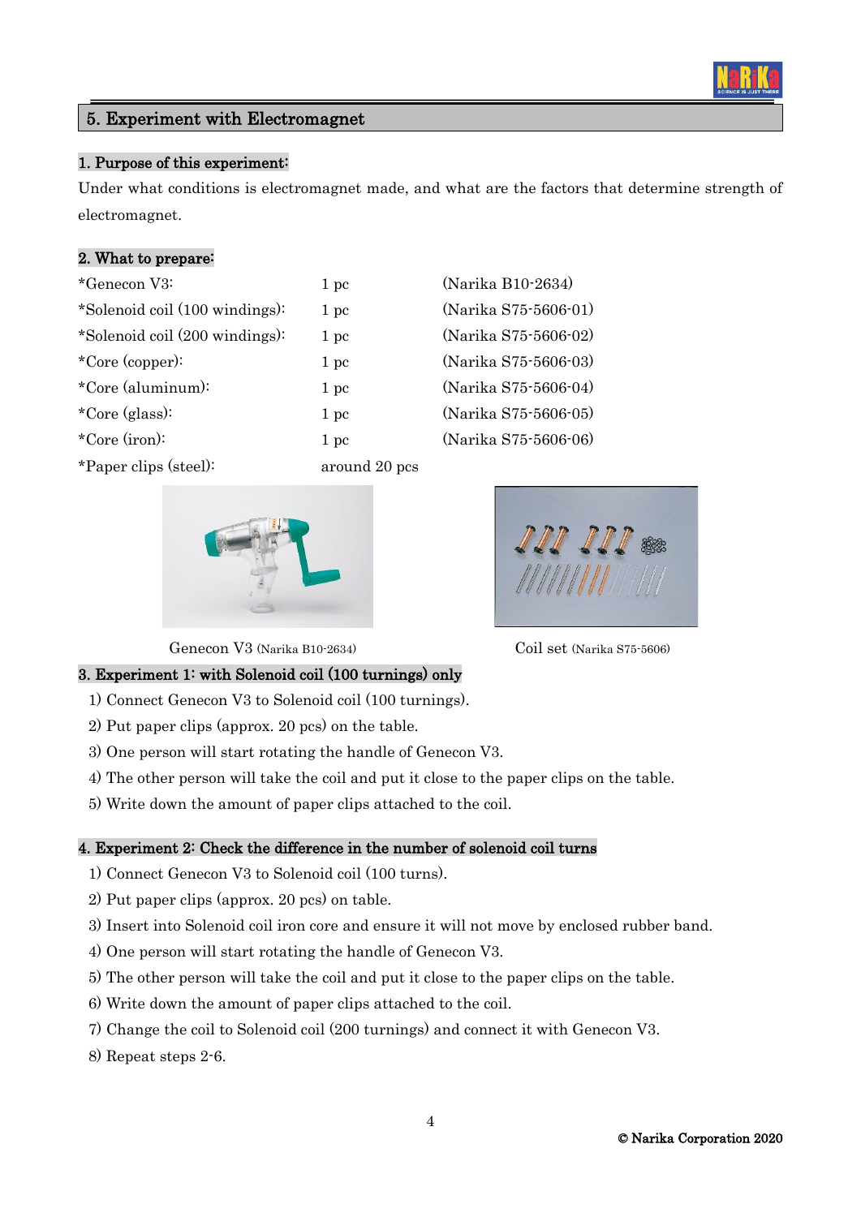## 5. Experiment with Electromagnet

### 1. Purpose of this experiment:

Under what conditions is electromagnet made, and what are the factors that determine strength of electromagnet.

### 2. What to prepare:

| | | |
|---|---|---|
| *Genecon V3: | 1 pc | (Narika B10-2634) |
| *Solenoid coil (100 windings): | 1 pc | (Narika S75-5606-01) |
| *Solenoid coil (200 windings): | 1 pc | (Narika S75-5606-02) |
| *Core (copper): | 1 pc | (Narika S75-5606-03) |
| *Core (aluminum): | 1 pc | (Narika S75-5606-04) |
| *Core (glass): | 1 pc | (Narika S75-5606-05) |
| *Core (iron): | 1 pc | (Narika S75-5606-06) |
| *Paper clips (steel): | around 20 pcs | |

Genecon V3 (Narika B10-2634)

Coil set (Narika S75-5606)

### 3. Experiment 1: with Solenoid coil (100 turnings) only

1) Connect Genecon V3 to Solenoid coil (100 turnings).
2) Put paper clips (approx. 20 pcs) on the table.
3) One person will start rotating the handle of Genecon V3.
4) The other person will take the coil and put it close to the paper clips on the table.
5) Write down the amount of paper clips attached to the coil.

### 4. Experiment 2: Check the difference in the number of solenoid coil turns

1) Connect Genecon V3 to Solenoid coil (100 turns).
2) Put paper clips (approx. 20 pcs) on table.
3) Insert into Solenoid coil iron core and ensure it will not move by enclosed rubber band.
4) One person will start rotating the handle of Genecon V3.
5) The other person will take the coil and put it close to the paper clips on the table.
6) Write down the amount of paper clips attached to the coil.
7) Change the coil to Solenoid coil (200 turnings) and connect it with Genecon V3.
8) Repeat steps 2-6.

© Narika Corporation 2020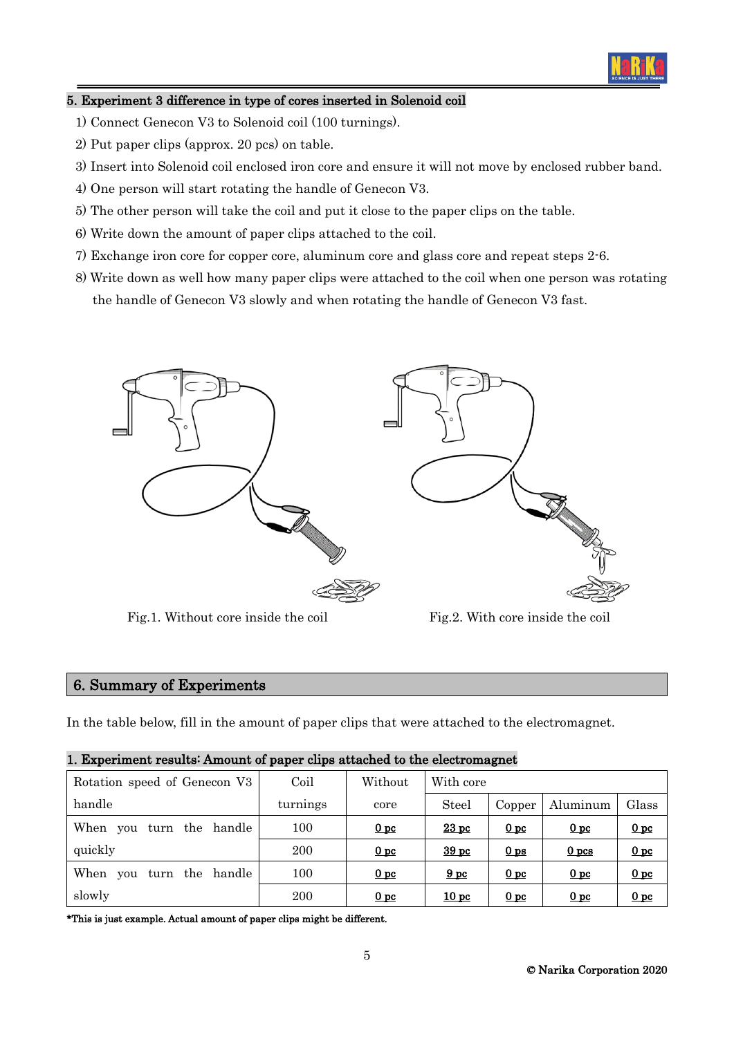## 5. Experiment 3 difference in type of cores inserted in Solenoid coil

1) Connect Genecon V3 to Solenoid coil (100 turnings).
2) Put paper clips (approx. 20 pcs) on table.
3) Insert into Solenoid coil enclosed iron core and ensure it will not move by enclosed rubber band.
4) One person will start rotating the handle of Genecon V3.
5) The other person will take the coil and put it close to the paper clips on the table.
6) Write down the amount of paper clips attached to the coil.
7) Exchange iron core for copper core, aluminum core and glass core and repeat steps 2-6.
8) Write down as well how many paper clips were attached to the coil when one person was rotating the handle of Genecon V3 slowly and when rotating the handle of Genecon V3 fast.

Fig.1. Without core inside the coil

Fig.2. With core inside the coil

## 6. Summary of Experiments

In the table below, fill in the amount of paper clips that were attached to the electromagnet.

**1. Experiment results: Amount of paper clips attached to the electromagnet**

| Rotation speed of Genecon V3 handle | Coil turnings | Without core | With core | | | |
|---|---|---|---|---|---|---|
| | | | Steel | Copper | Aluminum | Glass |
| When you turn the handle quickly | 100 | 0 pc | 23 pc | 0 pc | 0 pc | 0 pc |
| | 200 | 0 pc | 39 pc | 0 ps | 0 pcs | 0 pc |
| When you turn the handle slowly | 100 | 0 pc | 9 pc | 0 pc | 0 pc | 0 pc |
| | 200 | 0 pc | 10 pc | 0 pc | 0 pc | 0 pc |

**\*This is just example. Actual amount of paper clips might be different.**

© Narika Corporation 2020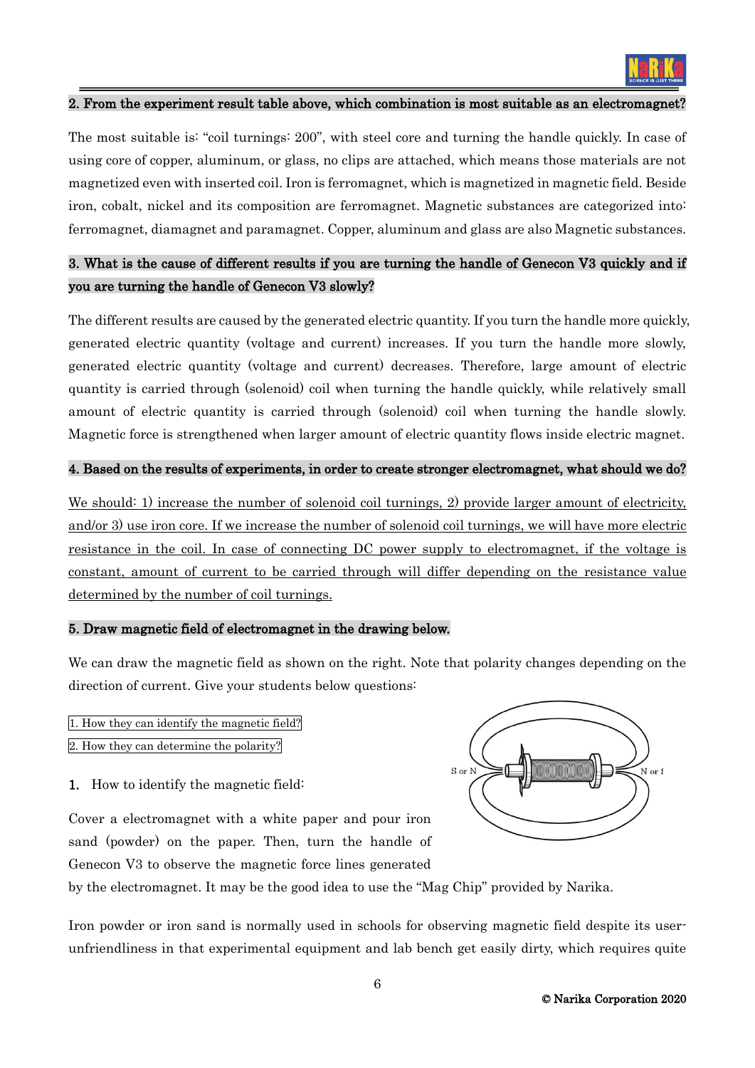**2. From the experiment result table above, which combination is most suitable as an electromagnet?**

The most suitable is: "coil turnings: 200", with steel core and turning the handle quickly. In case of using core of copper, aluminum, or glass, no clips are attached, which means those materials are not magnetized even with inserted coil. Iron is ferromagnet, which is magnetized in magnetic field. Beside iron, cobalt, nickel and its composition are ferromagnet. Magnetic substances are categorized into: ferromagnet, diamagnet and paramagnet. Copper, aluminum and glass are also Magnetic substances.

**3. What is the cause of different results if you are turning the handle of Genecon V3 quickly and if you are turning the handle of Genecon V3 slowly?**

The different results are caused by the generated electric quantity. If you turn the handle more quickly, generated electric quantity (voltage and current) increases. If you turn the handle more slowly, generated electric quantity (voltage and current) decreases. Therefore, large amount of electric quantity is carried through (solenoid) coil when turning the handle quickly, while relatively small amount of electric quantity is carried through (solenoid) coil when turning the handle slowly. Magnetic force is strengthened when larger amount of electric quantity flows inside electric magnet.

**4. Based on the results of experiments, in order to create stronger electromagnet, what should we do?**

We should: 1) increase the number of solenoid coil turnings, 2) provide larger amount of electricity, and/or 3) use iron core. If we increase the number of solenoid coil turnings, we will have more electric resistance in the coil. In case of connecting DC power supply to electromagnet, if the voltage is constant, amount of current to be carried through will differ depending on the resistance value determined by the number of coil turnings.

**5. Draw magnetic field of electromagnet in the drawing below.**

We can draw the magnetic field as shown on the right. Note that polarity changes depending on the direction of current. Give your students below questions:

1. How they can identify the magnetic field?
2. How they can determine the polarity?

S or N — N or S

1. How to identify the magnetic field:

Cover a electromagnet with a white paper and pour iron sand (powder) on the paper. Then, turn the handle of Genecon V3 to observe the magnetic force lines generated by the electromagnet. It may be the good idea to use the "Mag Chip" provided by Narika.

Iron powder or iron sand is normally used in schools for observing magnetic field despite its user-unfriendliness in that experimental equipment and lab bench get easily dirty, which requires quite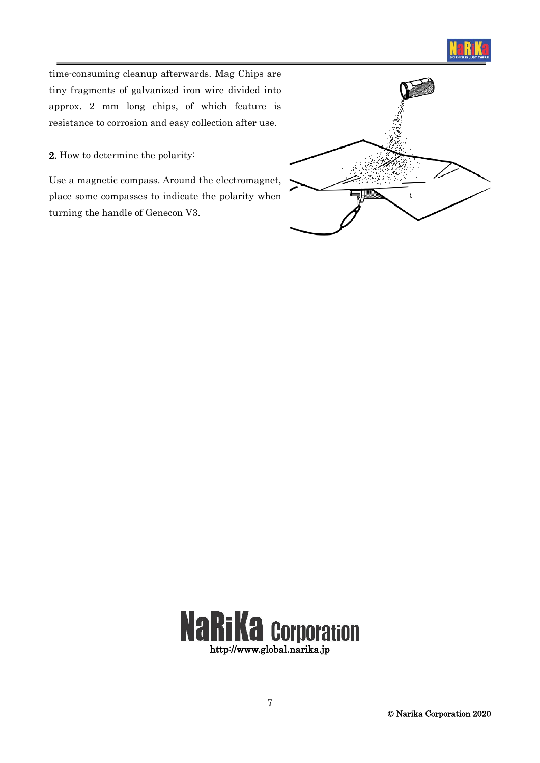time-consuming cleanup afterwards. Mag Chips are tiny fragments of galvanized iron wire divided into approx. 2 mm long chips, of which feature is resistance to corrosion and easy collection after use.

**2.** How to determine the polarity:

Use a magnetic compass. Around the electromagnet, place some compasses to indicate the polarity when turning the handle of Genecon V3.

NaRiKa Corporation
http://www.global.narika.jp

© Narika Corporation 2020